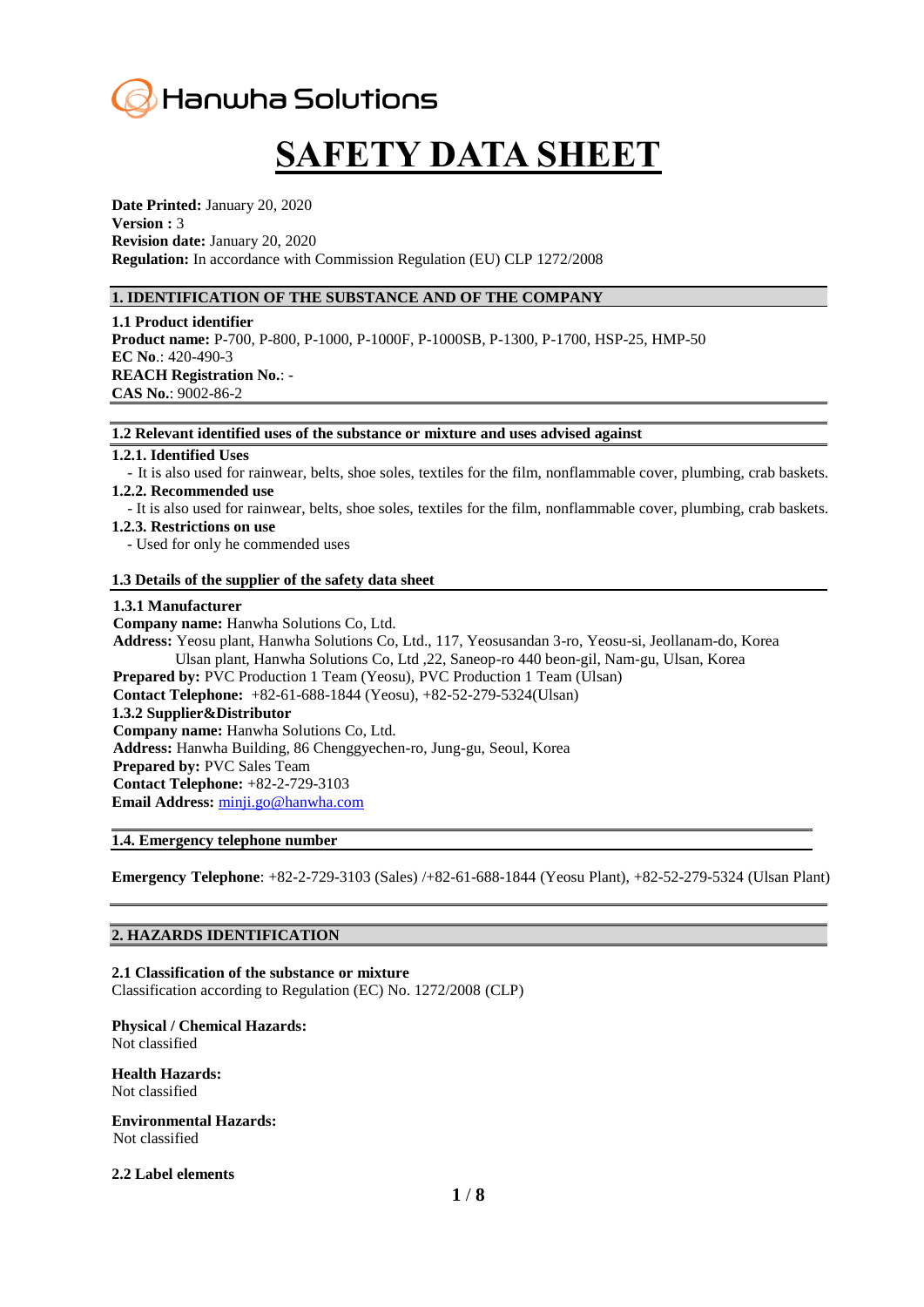Hanwha Solutions

# SAFETY DATA SHEET

**Date Printed:** January 20, 2020
**Version :** 3
**Revision date:** January 20, 2020
**Regulation:** In accordance with Commission Regulation (EU) CLP 1272/2008

## 1. IDENTIFICATION OF THE SUBSTANCE AND OF THE COMPANY

**1.1 Product identifier**
**Product name:** P-700, P-800, P-1000, P-1000F, P-1000SB, P-1300, P-1700, HSP-25, HMP-50
**EC No**.: 420-490-3
**REACH Registration No.**: -
**CAS No.**: 9002-86-2

### 1.2 Relevant identified uses of the substance or mixture and uses advised against

**1.2.1. Identified Uses**
- It is also used for rainwear, belts, shoe soles, textiles for the film, nonflammable cover, plumbing, crab baskets.

**1.2.2. Recommended use**
- It is also used for rainwear, belts, shoe soles, textiles for the film, nonflammable cover, plumbing, crab baskets.

**1.2.3. Restrictions on use**
- Used for only he commended uses

### 1.3 Details of the supplier of the safety data sheet

**1.3.1 Manufacturer**
**Company name:** Hanwha Solutions Co, Ltd.
**Address:** Yeosu plant, Hanwha Solutions Co, Ltd., 117, Yeosusandan 3-ro, Yeosu-si, Jeollanam-do, Korea
Ulsan plant, Hanwha Solutions Co, Ltd ,22, Saneop-ro 440 beon-gil, Nam-gu, Ulsan, Korea
**Prepared by:** PVC Production 1 Team (Yeosu), PVC Production 1 Team (Ulsan)
**Contact Telephone:** +82-61-688-1844 (Yeosu), +82-52-279-5324(Ulsan)
**1.3.2 Supplier&Distributor**
**Company name:** Hanwha Solutions Co, Ltd.
**Address:** Hanwha Building, 86 Chenggyechen-ro, Jung-gu, Seoul, Korea
**Prepared by:** PVC Sales Team
**Contact Telephone:** +82-2-729-3103
**Email Address:** minji.go@hanwha.com

### 1.4. Emergency telephone number

**Emergency Telephone**: +82-2-729-3103 (Sales) /+82-61-688-1844 (Yeosu Plant), +82-52-279-5324 (Ulsan Plant)

## 2. HAZARDS IDENTIFICATION

**2.1 Classification of the substance or mixture**
Classification according to Regulation (EC) No. 1272/2008 (CLP)

**Physical / Chemical Hazards:**
Not classified

**Health Hazards:**
Not classified

**Environmental Hazards:**
Not classified

**2.2 Label elements**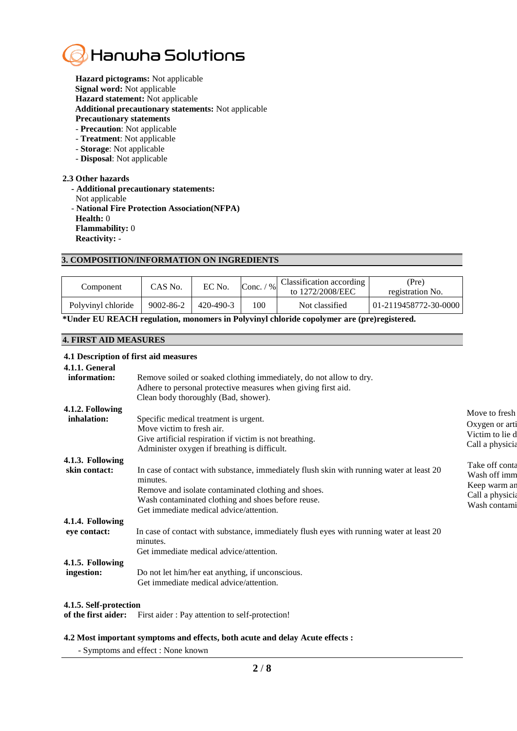**Hazard pictograms:** Not applicable
**Signal word:** Not applicable
**Hazard statement:** Not applicable
**Additional precautionary statements:** Not applicable
**Precautionary statements**
- **Precaution**: Not applicable
- **Treatment**: Not applicable
- **Storage**: Not applicable
- **Disposal**: Not applicable

### 2.3 Other hazards

- **Additional precautionary statements:**
  Not applicable
- **National Fire Protection Association(NFPA)**
  **Health:** 0
  **Flammability:** 0
  **Reactivity:** -

## 3. COMPOSITION/INFORMATION ON INGREDIENTS

| Component | CAS No. | EC No. | Conc. / % | Classification according to 1272/2008/EEC | (Pre) registration No. |
|---|---|---|---|---|---|
| Polyvinyl chloride | 9002-86-2 | 420-490-3 | 100 | Not classified | 01-2119458772-30-0000 |

**\*Under EU REACH regulation, monomers in Polyvinyl chloride copolymer are (pre)registered.**

## 4. FIRST AID MEASURES

### 4.1 Description of first aid measures

**4.1.1. General information:**
Remove soiled or soaked clothing immediately, do not allow to dry.
Adhere to personal protective measures when giving first aid.
Clean body thoroughly (Bad, shower).

**4.1.2. Following inhalation:**
Specific medical treatment is urgent.
Move victim to fresh air.
Give artificial respiration if victim is not breathing.
Administer oxygen if breathing is difficult.

Move to fresh
Oxygen or arti
Victim to lie d
Call a physicia

**4.1.3. Following skin contact:**
In case of contact with substance, immediately flush skin with running water at least 20 minutes.
Remove and isolate contaminated clothing and shoes.
Wash contaminated clothing and shoes before reuse.
Get immediate medical advice/attention.

Take off conta
Wash off imm
Keep warm an
Call a physicia
Wash contami

**4.1.4. Following eye contact:**
In case of contact with substance, immediately flush eyes with running water at least 20 minutes.
Get immediate medical advice/attention.

**4.1.5. Following ingestion:**
Do not let him/her eat anything, if unconscious.
Get immediate medical advice/attention.

**4.1.5. Self-protection of the first aider:** First aider : Pay attention to self-protection!

### 4.2 Most important symptoms and effects, both acute and delay Acute effects :

- Symptoms and effect : None known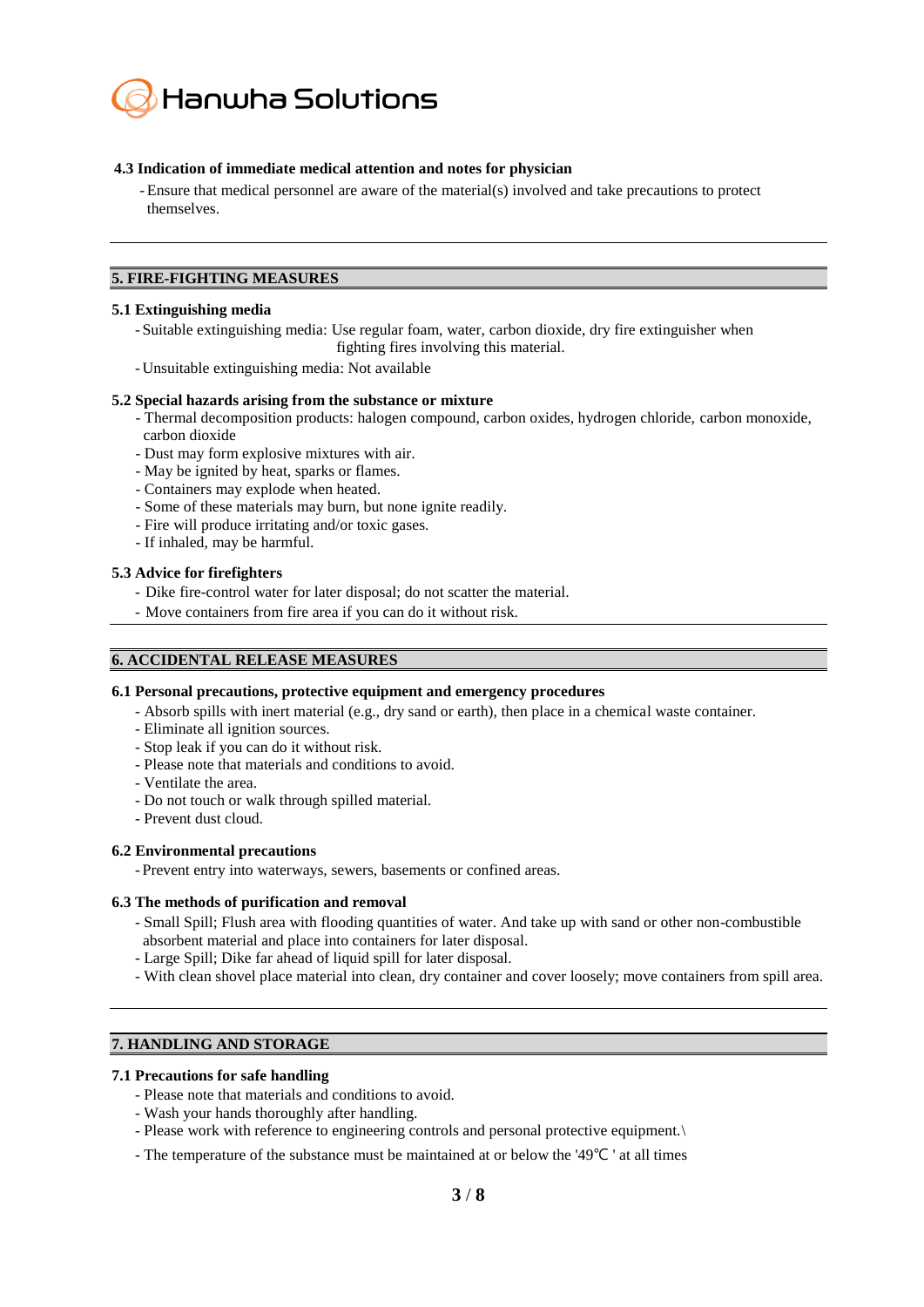### 4.3 Indication of immediate medical attention and notes for physician

- Ensure that medical personnel are aware of the material(s) involved and take precautions to protect themselves.

## 5. FIRE-FIGHTING MEASURES

### 5.1 Extinguishing media

- Suitable extinguishing media: Use regular foam, water, carbon dioxide, dry fire extinguisher when fighting fires involving this material.
- Unsuitable extinguishing media: Not available

### 5.2 Special hazards arising from the substance or mixture

- Thermal decomposition products: halogen compound, carbon oxides, hydrogen chloride, carbon monoxide, carbon dioxide
- Dust may form explosive mixtures with air.
- May be ignited by heat, sparks or flames.
- Containers may explode when heated.
- Some of these materials may burn, but none ignite readily.
- Fire will produce irritating and/or toxic gases.
- If inhaled, may be harmful.

### 5.3 Advice for firefighters

- Dike fire-control water for later disposal; do not scatter the material.
- Move containers from fire area if you can do it without risk.

## 6. ACCIDENTAL RELEASE MEASURES

### 6.1 Personal precautions, protective equipment and emergency procedures

- Absorb spills with inert material (e.g., dry sand or earth), then place in a chemical waste container.
- Eliminate all ignition sources.
- Stop leak if you can do it without risk.
- Please note that materials and conditions to avoid.
- Ventilate the area.
- Do not touch or walk through spilled material.
- Prevent dust cloud.

### 6.2 Environmental precautions

- Prevent entry into waterways, sewers, basements or confined areas.

### 6.3 The methods of purification and removal

- Small Spill; Flush area with flooding quantities of water. And take up with sand or other non-combustible absorbent material and place into containers for later disposal.
- Large Spill; Dike far ahead of liquid spill for later disposal.
- With clean shovel place material into clean, dry container and cover loosely; move containers from spill area.

## 7. HANDLING AND STORAGE

### 7.1 Precautions for safe handling

- Please note that materials and conditions to avoid.
- Wash your hands thoroughly after handling.
- Please work with reference to engineering controls and personal protective equipment.\
- The temperature of the substance must be maintained at or below the '49℃ ' at all times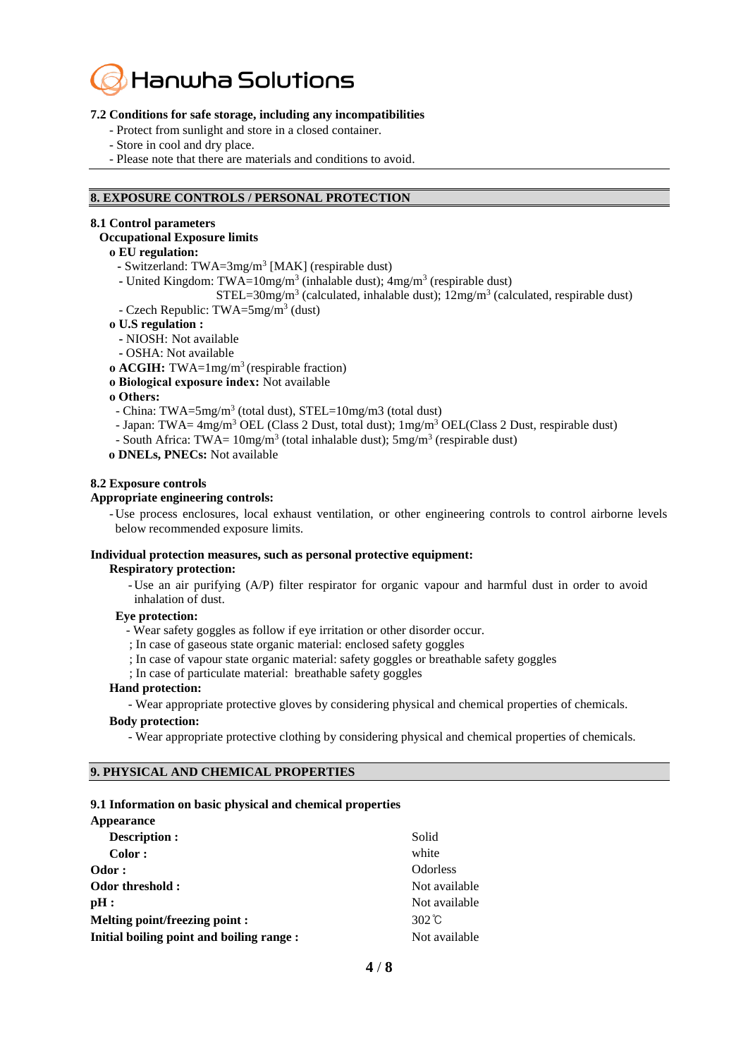Hanwha Solutions

**7.2 Conditions for safe storage, including any incompatibilities**

- Protect from sunlight and store in a closed container.
- Store in cool and dry place.
- Please note that there are materials and conditions to avoid.

## 8. EXPOSURE CONTROLS / PERSONAL PROTECTION

**8.1 Control parameters**

**Occupational Exposure limits**

**o EU regulation:**

- Switzerland: TWA=3mg/$m^3$ [MAK] (respirable dust)
- United Kingdom: TWA=10mg/$m^3$ (inhalable dust); 4mg/$m^3$ (respirable dust)
  STEL=30mg/$m^3$ (calculated, inhalable dust); 12mg/$m^3$ (calculated, respirable dust)
- Czech Republic: TWA=5mg/$m^3$ (dust)

**o U.S regulation :**

- NIOSH: Not available
- OSHA: Not available

**o ACGIH:** TWA=1mg/$m^3$ (respirable fraction)

**o Biological exposure index:** Not available

**o Others:**

- China: TWA=5mg/$m^3$ (total dust), STEL=10mg/m3 (total dust)
- Japan: TWA= 4mg/$m^3$ OEL (Class 2 Dust, total dust); 1mg/$m^3$ OEL(Class 2 Dust, respirable dust)
- South Africa: TWA= 10mg/$m^3$ (total inhalable dust); 5mg/$m^3$ (respirable dust)

**o DNELs, PNECs:** Not available

**8.2 Exposure controls**

**Appropriate engineering controls:**

- Use process enclosures, local exhaust ventilation, or other engineering controls to control airborne levels below recommended exposure limits.

**Individual protection measures, such as personal protective equipment:**

**Respiratory protection:**

- Use an air purifying (A/P) filter respirator for organic vapour and harmful dust in order to avoid inhalation of dust.

**Eye protection:**

- Wear safety goggles as follow if eye irritation or other disorder occur.
  ; In case of gaseous state organic material: enclosed safety goggles
  ; In case of vapour state organic material: safety goggles or breathable safety goggles
  ; In case of particulate material: breathable safety goggles

**Hand protection:**

- Wear appropriate protective gloves by considering physical and chemical properties of chemicals.

**Body protection:**

- Wear appropriate protective clothing by considering physical and chemical properties of chemicals.

## 9. PHYSICAL AND CHEMICAL PROPERTIES

**9.1 Information on basic physical and chemical properties**

**Appearance**

| | |
|---|---|
| **Description :** | Solid |
| **Color :** | white |
| **Odor :** | Odorless |
| **Odor threshold :** | Not available |
| **pH :** | Not available |
| **Melting point/freezing point :** | 302℃ |
| **Initial boiling point and boiling range :** | Not available |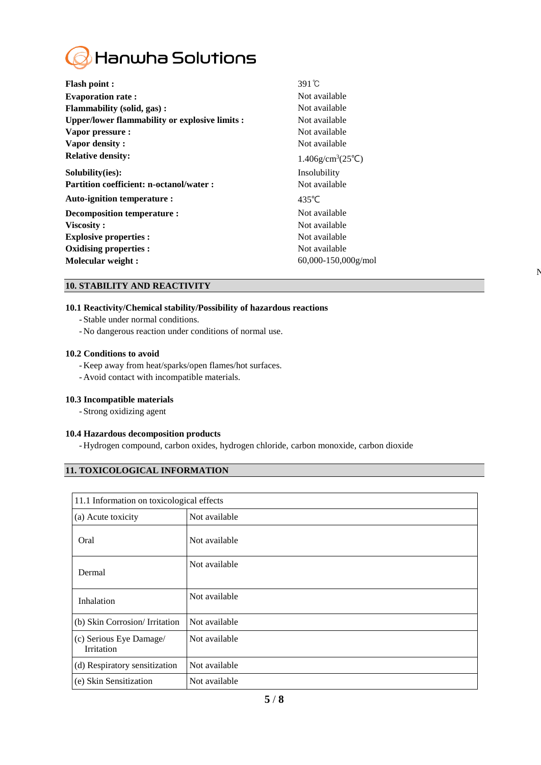| | |
|---|---|
| **Flash point :** | 391℃ |
| **Evaporation rate :** | Not available |
| **Flammability (solid, gas) :** | Not available |
| **Upper/lower flammability or explosive limits :** | Not available |
| **Vapor pressure :** | Not available |
| **Vapor density :** | Not available |
| **Relative density:** | 1.406g/cm$^3$(25℃) |
| **Solubility(ies):** | Insolubility |
| **Partition coefficient: n-octanol/water :** | Not available |
| **Auto-ignition temperature :** | 435℃ |
| **Decomposition temperature :** | Not available |
| **Viscosity :** | Not available |
| **Explosive properties :** | Not available |
| **Oxidising properties :** | Not available |
| **Molecular weight :** | 60,000-150,000g/mol |

## 10. STABILITY AND REACTIVITY

### 10.1 Reactivity/Chemical stability/Possibility of hazardous reactions

- Stable under normal conditions.
- No dangerous reaction under conditions of normal use.

### 10.2 Conditions to avoid

- Keep away from heat/sparks/open flames/hot surfaces.
- Avoid contact with incompatible materials.

### 10.3 Incompatible materials

- Strong oxidizing agent

### 10.4 Hazardous decomposition products

- Hydrogen compound, carbon oxides, hydrogen chloride, carbon monoxide, carbon dioxide

## 11. TOXICOLOGICAL INFORMATION

| 11.1 Information on toxicological effects | |
|---|---|
| (a) Acute toxicity | Not available |
| Oral | Not available |
| Dermal | Not available |
| Inhalation | Not available |
| (b) Skin Corrosion/ Irritation | Not available |
| (c) Serious Eye Damage/ Irritation | Not available |
| (d) Respiratory sensitization | Not available |
| (e) Skin Sensitization | Not available |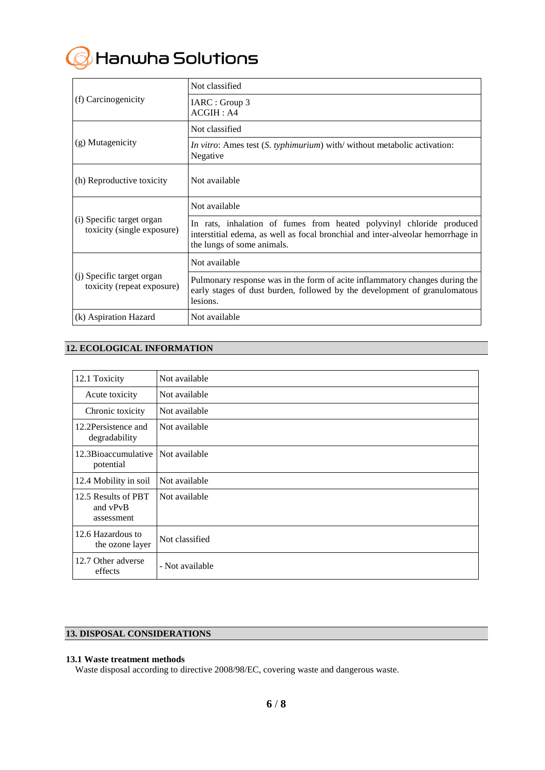| | |
|---|---|
| (f) Carcinogenicity | Not classified |
| | IARC : Group 3<br>ACGIH : A4 |
| (g) Mutagenicity | Not classified |
| | *In vitro*: Ames test (*S. typhimurium*) with/ without metabolic activation: Negative |
| (h) Reproductive toxicity | Not available |
| (i) Specific target organ toxicity (single exposure) | Not available |
| | In rats, inhalation of fumes from heated polyvinyl chloride produced interstitial edema, as well as focal bronchial and inter-alveolar hemorrhage in the lungs of some animals. |
| (j) Specific target organ toxicity (repeat exposure) | Not available |
| | Pulmonary response was in the form of acite inflammatory changes during the early stages of dust burden, followed by the development of granulomatous lesions. |
| (k) Aspiration Hazard | Not available |

## 12. ECOLOGICAL INFORMATION

| | |
|---|---|
| 12.1 Toxicity | Not available |
| Acute toxicity | Not available |
| Chronic toxicity | Not available |
| 12.2Persistence and degradability | Not available |
| 12.3Bioaccumulative potential | Not available |
| 12.4 Mobility in soil | Not available |
| 12.5 Results of PBT and vPvB assessment | Not available |
| 12.6 Hazardous to the ozone layer | Not classified |
| 12.7 Other adverse effects | - Not available |

## 13. DISPOSAL CONSIDERATIONS

### 13.1 Waste treatment methods

Waste disposal according to directive 2008/98/EC, covering waste and dangerous waste.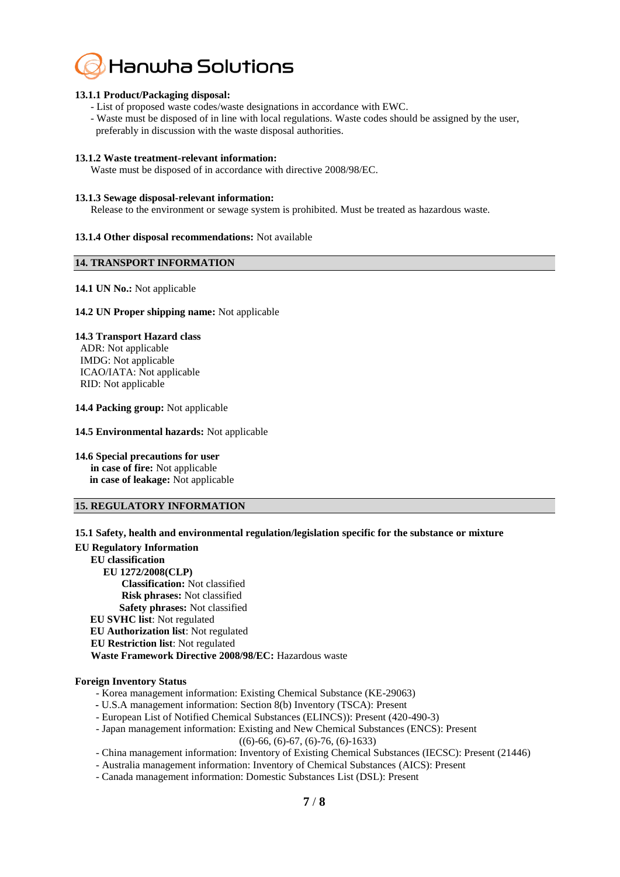**13.1.1 Product/Packaging disposal:**

- List of proposed waste codes/waste designations in accordance with EWC.
- Waste must be disposed of in line with local regulations. Waste codes should be assigned by the user, preferably in discussion with the waste disposal authorities.

**13.1.2 Waste treatment-relevant information:**

Waste must be disposed of in accordance with directive 2008/98/EC.

**13.1.3 Sewage disposal-relevant information:**

Release to the environment or sewage system is prohibited. Must be treated as hazardous waste.

**13.1.4 Other disposal recommendations:** Not available

## 14. TRANSPORT INFORMATION

**14.1 UN No.:** Not applicable

**14.2 UN Proper shipping name:** Not applicable

**14.3 Transport Hazard class**

ADR: Not applicable
IMDG: Not applicable
ICAO/IATA: Not applicable
RID: Not applicable

**14.4 Packing group:** Not applicable

**14.5 Environmental hazards:** Not applicable

**14.6 Special precautions for user**

**in case of fire:** Not applicable
**in case of leakage:** Not applicable

## 15. REGULATORY INFORMATION

**15.1 Safety, health and environmental regulation/legislation specific for the substance or mixture**

**EU Regulatory Information**

**EU classification**

**EU 1272/2008(CLP)**

**Classification:** Not classified
**Risk phrases:** Not classified
**Safety phrases:** Not classified

**EU SVHC list**: Not regulated
**EU Authorization list**: Not regulated
**EU Restriction list**: Not regulated
**Waste Framework Directive 2008/98/EC:** Hazardous waste

**Foreign Inventory Status**

- Korea management information: Existing Chemical Substance (KE-29063)
- U.S.A management information: Section 8(b) Inventory (TSCA): Present
- European List of Notified Chemical Substances (ELINCS)): Present (420-490-3)
- Japan management information: Existing and New Chemical Substances (ENCS): Present ((6)-66, (6)-67, (6)-76, (6)-1633)
- China management information: Inventory of Existing Chemical Substances (IECSC): Present (21446)
- Australia management information: Inventory of Chemical Substances (AICS): Present
- Canada management information: Domestic Substances List (DSL): Present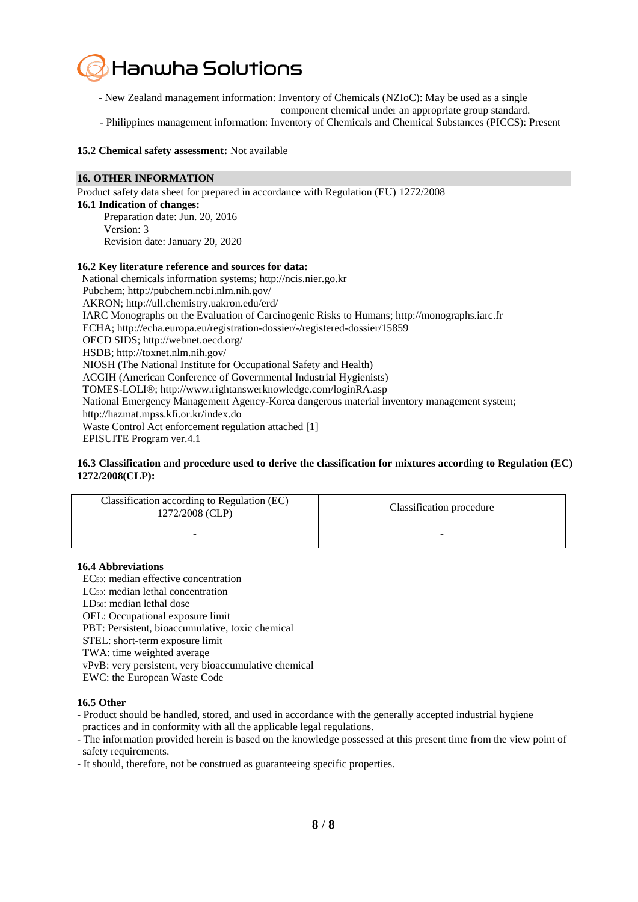- New Zealand management information: Inventory of Chemicals (NZIoC): May be used as a single component chemical under an appropriate group standard.
- Philippines management information: Inventory of Chemicals and Chemical Substances (PICCS): Present

**15.2 Chemical safety assessment:** Not available

## 16. OTHER INFORMATION

Product safety data sheet for prepared in accordance with Regulation (EU) 1272/2008

**16.1 Indication of changes:**

Preparation date: Jun. 20, 2016
Version: 3
Revision date: January 20, 2020

**16.2 Key literature reference and sources for data:**

National chemicals information systems; http://ncis.nier.go.kr
Pubchem; http://pubchem.ncbi.nlm.nih.gov/
AKRON; http://ull.chemistry.uakron.edu/erd/
IARC Monographs on the Evaluation of Carcinogenic Risks to Humans; http://monographs.iarc.fr
ECHA; http://echa.europa.eu/registration-dossier/-/registered-dossier/15859
OECD SIDS; http://webnet.oecd.org/
HSDB; http://toxnet.nlm.nih.gov/
NIOSH (The National Institute for Occupational Safety and Health)
ACGIH (American Conference of Governmental Industrial Hygienists)
TOMES-LOLI®; http://www.rightanswerknowledge.com/loginRA.asp
National Emergency Management Agency-Korea dangerous material inventory management system; http://hazmat.mpss.kfi.or.kr/index.do
Waste Control Act enforcement regulation attached [1]
EPISUITE Program ver.4.1

**16.3 Classification and procedure used to derive the classification for mixtures according to Regulation (EC) 1272/2008(CLP):**

| Classification according to Regulation (EC) 1272/2008 (CLP) | Classification procedure |
|---|---|
| - | - |

**16.4 Abbreviations**

$EC_{50}$: median effective concentration
$LC_{50}$: median lethal concentration
$LD_{50}$: median lethal dose
OEL: Occupational exposure limit
PBT: Persistent, bioaccumulative, toxic chemical
STEL: short-term exposure limit
TWA: time weighted average
vPvB: very persistent, very bioaccumulative chemical
EWC: the European Waste Code

**16.5 Other**

- Product should be handled, stored, and used in accordance with the generally accepted industrial hygiene practices and in conformity with all the applicable legal regulations.
- The information provided herein is based on the knowledge possessed at this present time from the view point of safety requirements.
- It should, therefore, not be construed as guaranteeing specific properties.